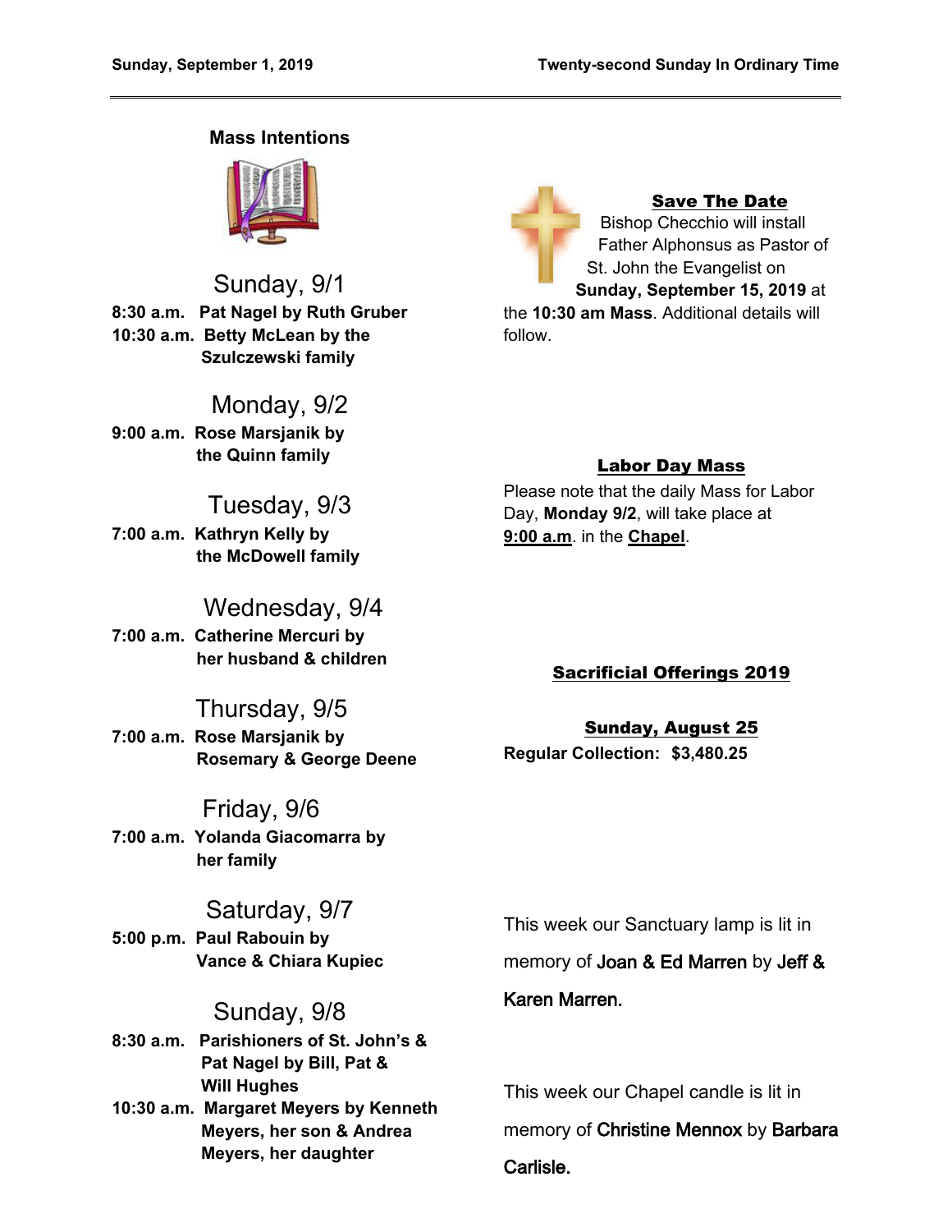## Mass Intentions

### Sunday, 9/1

**8:30 a.m. Pat Nagel by Ruth Gruber**
**10:30 a.m. Betty McLean by the Szulczewski family**

### Monday, 9/2

**9:00 a.m. Rose Marsjanik by the Quinn family**

### Tuesday, 9/3

**7:00 a.m. Kathryn Kelly by the McDowell family**

### Wednesday, 9/4

**7:00 a.m. Catherine Mercuri by her husband & children**

### Thursday, 9/5

**7:00 a.m. Rose Marsjanik by Rosemary & George Deene**

### Friday, 9/6

**7:00 a.m. Yolanda Giacomarra by her family**

### Saturday, 9/7

**5:00 p.m. Paul Rabouin by Vance & Chiara Kupiec**

### Sunday, 9/8

**8:30 a.m. Parishioners of St. John's & Pat Nagel by Bill, Pat & Will Hughes**
**10:30 a.m. Margaret Meyers by Kenneth Meyers, her son & Andrea Meyers, her daughter**

## Save The Date

Bishop Checchio will install Father Alphonsus as Pastor of St. John the Evangelist on **Sunday, September 15, 2019** at the **10:30 am Mass**. Additional details will follow.

## Labor Day Mass

Please note that the daily Mass for Labor Day, **Monday 9/2**, will take place at **9:00 a.m**. in the **Chapel**.

## Sacrificial Offerings 2019

### Sunday, August 25

**Regular Collection: $3,480.25**

This week our Sanctuary lamp is lit in memory of Joan & Ed Marren by Jeff & Karen Marren.

This week our Chapel candle is lit in memory of Christine Mennox by Barbara Carlisle.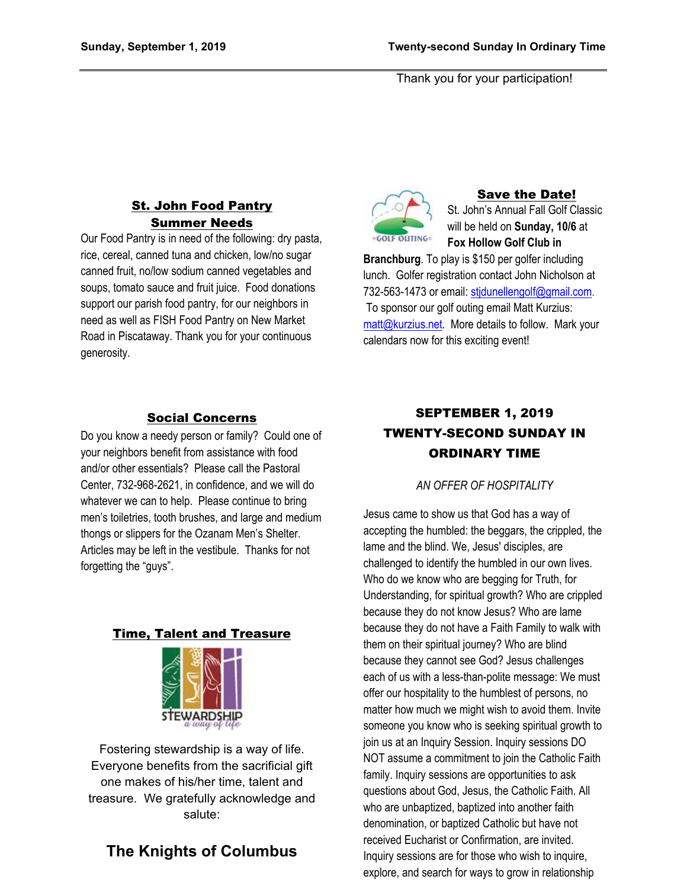Thank you for your participation!

### St. John Food Pantry Summer Needs

Our Food Pantry is in need of the following: dry pasta, rice, cereal, canned tuna and chicken, low/no sugar canned fruit, no/low sodium canned vegetables and soups, tomato sauce and fruit juice. Food donations support our parish food pantry, for our neighbors in need as well as FISH Food Pantry on New Market Road in Piscataway. Thank you for your continuous generosity.

### Social Concerns

Do you know a needy person or family? Could one of your neighbors benefit from assistance with food and/or other essentials? Please call the Pastoral Center, 732-968-2621, in confidence, and we will do whatever we can to help. Please continue to bring men's toiletries, tooth brushes, and large and medium thongs or slippers for the Ozanam Men's Shelter. Articles may be left in the vestibule. Thanks for not forgetting the "guys".

### Time, Talent and Treasure

STEWARDSHIP *a way of life*

Fostering stewardship is a way of life. Everyone benefits from the sacrificial gift one makes of his/her time, talent and treasure. We gratefully acknowledge and salute:

## The Knights of Columbus

### Save the Date!

GOLF OUTING

St. John's Annual Fall Golf Classic will be held on **Sunday, 10/6** at **Fox Hollow Golf Club in Branchburg**. To play is $150 per golfer including lunch. Golfer registration contact John Nicholson at 732-563-1473 or email: stjdunellengolf@gmail.com. To sponsor our golf outing email Matt Kurzius: matt@kurzius.net. More details to follow. Mark your calendars now for this exciting event!

### SEPTEMBER 1, 2019 TWENTY-SECOND SUNDAY IN ORDINARY TIME

*AN OFFER OF HOSPITALITY*

Jesus came to show us that God has a way of accepting the humbled: the beggars, the crippled, the lame and the blind. We, Jesus' disciples, are challenged to identify the humbled in our own lives. Who do we know who are begging for Truth, for Understanding, for spiritual growth? Who are crippled because they do not know Jesus? Who are lame because they do not have a Faith Family to walk with them on their spiritual journey? Who are blind because they cannot see God? Jesus challenges each of us with a less-than-polite message: We must offer our hospitality to the humblest of persons, no matter how much we might wish to avoid them. Invite someone you know who is seeking spiritual growth to join us at an Inquiry Session. Inquiry sessions DO NOT assume a commitment to join the Catholic Faith family. Inquiry sessions are opportunities to ask questions about God, Jesus, the Catholic Faith. All who are unbaptized, baptized into another faith denomination, or baptized Catholic but have not received Eucharist or Confirmation, are invited. Inquiry sessions are for those who wish to inquire, explore, and search for ways to grow in relationship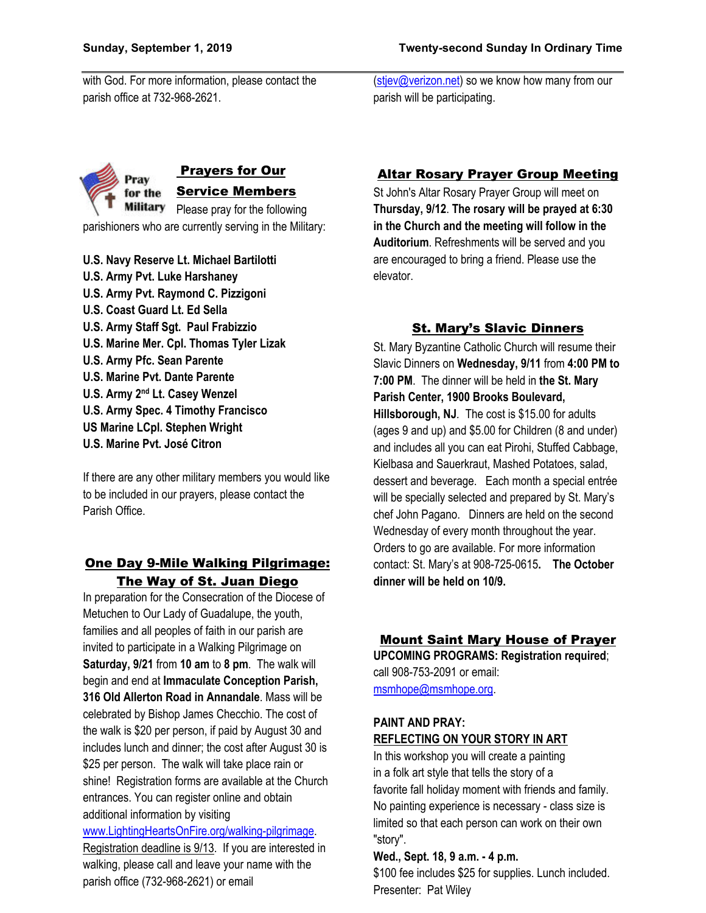with God. For more information, please contact the parish office at 732-968-2621.

(stjev@verizon.net) so we know how many from our parish will be participating.

## Prayers for Our Service Members

Please pray for the following parishioners who are currently serving in the Military:

**U.S. Navy Reserve Lt. Michael Bartilotti**
**U.S. Army Pvt. Luke Harshaney**
**U.S. Army Pvt. Raymond C. Pizzigoni**
**U.S. Coast Guard Lt. Ed Sella**
**U.S. Army Staff Sgt. Paul Frabizzio**
**U.S. Marine Mer. Cpl. Thomas Tyler Lizak**
**U.S. Army Pfc. Sean Parente**
**U.S. Marine Pvt. Dante Parente**
**U.S. Army 2nd Lt. Casey Wenzel**
**U.S. Army Spec. 4 Timothy Francisco**
**US Marine LCpl. Stephen Wright**
**U.S. Marine Pvt. José Citron**

If there are any other military members you would like to be included in our prayers, please contact the Parish Office.

## One Day 9-Mile Walking Pilgrimage: The Way of St. Juan Diego

In preparation for the Consecration of the Diocese of Metuchen to Our Lady of Guadalupe, the youth, families and all peoples of faith in our parish are invited to participate in a Walking Pilgrimage on **Saturday, 9/21** from **10 am** to **8 pm**. The walk will begin and end at **Immaculate Conception Parish, 316 Old Allerton Road in Annandale**. Mass will be celebrated by Bishop James Checchio. The cost of the walk is $20 per person, if paid by August 30 and includes lunch and dinner; the cost after August 30 is $25 per person. The walk will take place rain or shine! Registration forms are available at the Church entrances. You can register online and obtain additional information by visiting www.LightingHeartsOnFire.org/walking-pilgrimage. Registration deadline is 9/13. If you are interested in walking, please call and leave your name with the parish office (732-968-2621) or email

## Altar Rosary Prayer Group Meeting

St John's Altar Rosary Prayer Group will meet on **Thursday, 9/12**. **The rosary will be prayed at 6:30 in the Church and the meeting will follow in the Auditorium**. Refreshments will be served and you are encouraged to bring a friend. Please use the elevator.

## St. Mary's Slavic Dinners

St. Mary Byzantine Catholic Church will resume their Slavic Dinners on **Wednesday, 9/11** from **4:00 PM to 7:00 PM**. The dinner will be held in **the St. Mary Parish Center, 1900 Brooks Boulevard, Hillsborough, NJ**. The cost is $15.00 for adults (ages 9 and up) and $5.00 for Children (8 and under) and includes all you can eat Pirohi, Stuffed Cabbage, Kielbasa and Sauerkraut, Mashed Potatoes, salad, dessert and beverage. Each month a special entrée will be specially selected and prepared by St. Mary's chef John Pagano. Dinners are held on the second Wednesday of every month throughout the year. Orders to go are available. For more information contact: St. Mary's at 908-725-0615**.** **The October dinner will be held on 10/9.**

## Mount Saint Mary House of Prayer

**UPCOMING PROGRAMS: Registration required**; call 908-753-2091 or email: msmhope@msmhope.org.

**PAINT AND PRAY:**
**REFLECTING ON YOUR STORY IN ART**

In this workshop you will create a painting in a folk art style that tells the story of a favorite fall holiday moment with friends and family. No painting experience is necessary - class size is limited so that each person can work on their own "story".

**Wed., Sept. 18, 9 a.m. - 4 p.m.**

$100 fee includes $25 for supplies. Lunch included.

Presenter: Pat Wiley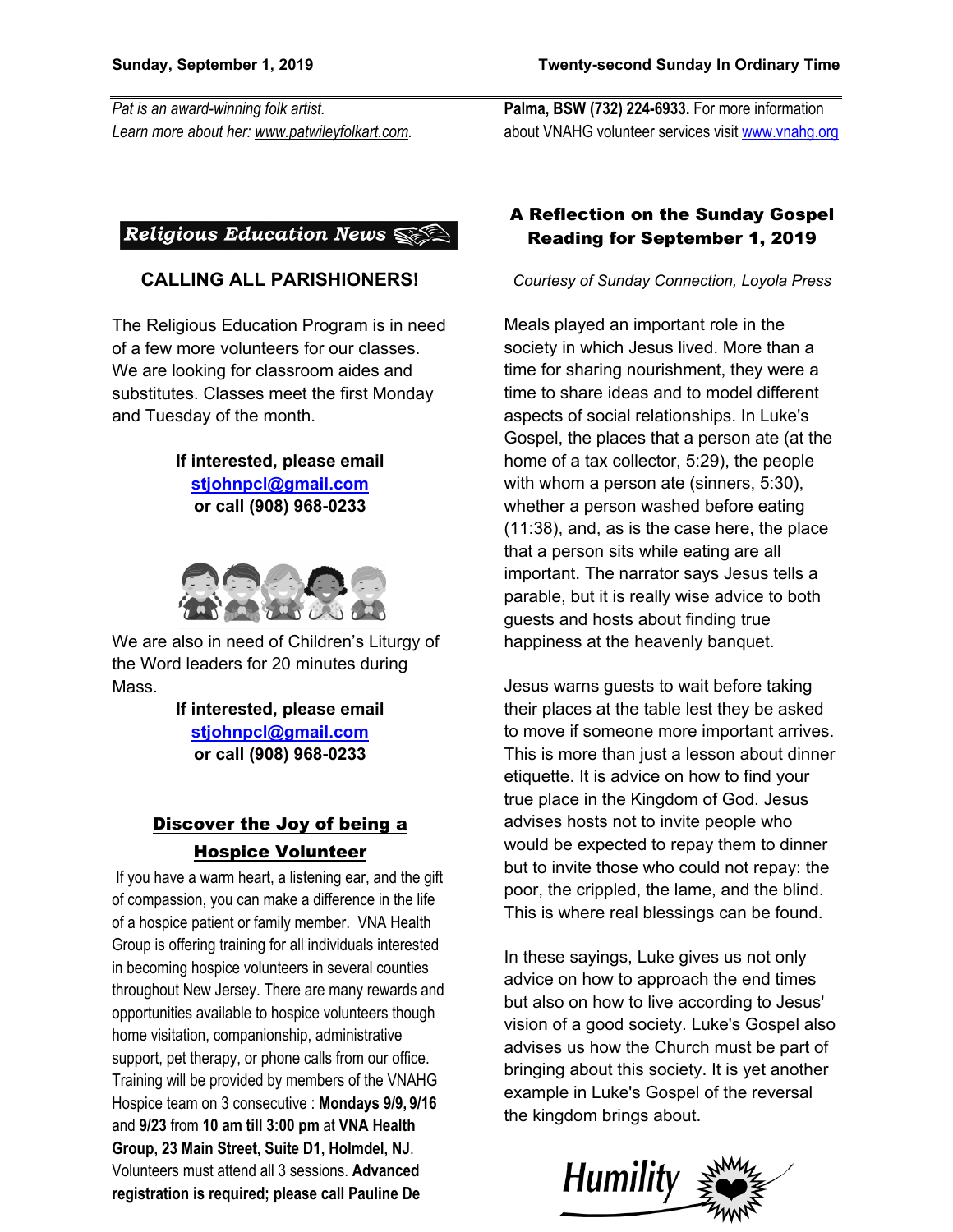*Pat is an award-winning folk artist.*
*Learn more about her: www.patwileyfolkart.com.*

## Religious Education News

### CALLING ALL PARISHIONERS!

The Religious Education Program is in need of a few more volunteers for our classes. We are looking for classroom aides and substitutes. Classes meet the first Monday and Tuesday of the month.

**If interested, please email**
**stjohnpcl@gmail.com**
**or call (908) 968-0233**

We are also in need of Children's Liturgy of the Word leaders for 20 minutes during Mass.

**If interested, please email**
**stjohnpcl@gmail.com**
**or call (908) 968-0233**

### Discover the Joy of being a Hospice Volunteer

If you have a warm heart, a listening ear, and the gift of compassion, you can make a difference in the life of a hospice patient or family member. VNA Health Group is offering training for all individuals interested in becoming hospice volunteers in several counties throughout New Jersey. There are many rewards and opportunities available to hospice volunteers though home visitation, companionship, administrative support, pet therapy, or phone calls from our office. Training will be provided by members of the VNAHG Hospice team on 3 consecutive : **Mondays 9/9, 9/16** and **9/23** from **10 am till 3:00 pm** at **VNA Health Group, 23 Main Street, Suite D1, Holmdel, NJ**. Volunteers must attend all 3 sessions. **Advanced registration is required; please call Pauline De Palma, BSW (732) 224-6933.** For more information about VNAHG volunteer services visit www.vnahg.org

### A Reflection on the Sunday Gospel Reading for September 1, 2019

*Courtesy of Sunday Connection, Loyola Press*

Meals played an important role in the society in which Jesus lived. More than a time for sharing nourishment, they were a time to share ideas and to model different aspects of social relationships. In Luke's Gospel, the places that a person ate (at the home of a tax collector, 5:29), the people with whom a person ate (sinners, 5:30), whether a person washed before eating (11:38), and, as is the case here, the place that a person sits while eating are all important. The narrator says Jesus tells a parable, but it is really wise advice to both guests and hosts about finding true happiness at the heavenly banquet.

Jesus warns guests to wait before taking their places at the table lest they be asked to move if someone more important arrives. This is more than just a lesson about dinner etiquette. It is advice on how to find your true place in the Kingdom of God. Jesus advises hosts not to invite people who would be expected to repay them to dinner but to invite those who could not repay: the poor, the crippled, the lame, and the blind. This is where real blessings can be found.

In these sayings, Luke gives us not only advice on how to approach the end times but also on how to live according to Jesus' vision of a good society. Luke's Gospel also advises us how the Church must be part of bringing about this society. It is yet another example in Luke's Gospel of the reversal the kingdom brings about.

Humility